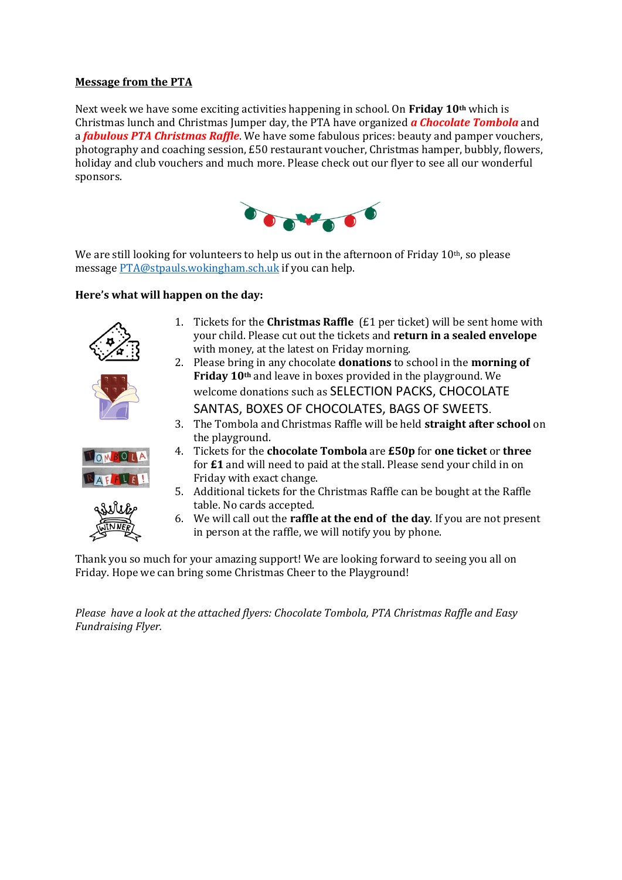**Message from the PTA**

Next week we have some exciting activities happening in school. On **Friday 10th** which is Christmas lunch and Christmas Jumper day, the PTA have organized ***a Chocolate Tombola*** and a ***fabulous PTA Christmas Raffle***. We have some fabulous prices: beauty and pamper vouchers, photography and coaching session, £50 restaurant voucher, Christmas hamper, bubbly, flowers, holiday and club vouchers and much more. Please check out our flyer to see all our wonderful sponsors.

We are still looking for volunteers to help us out in the afternoon of Friday 10th, so please message PTA@stpauls.wokingham.sch.uk if you can help.

**Here's what will happen on the day:**

1. Tickets for the **Christmas Raffle** (£1 per ticket) will be sent home with your child. Please cut out the tickets and **return in a sealed envelope** with money, at the latest on Friday morning.
2. Please bring in any chocolate **donations** to school in the **morning of Friday 10th** and leave in boxes provided in the playground. We welcome donations such as SELECTION PACKS, CHOCOLATE SANTAS, BOXES OF CHOCOLATES, BAGS OF SWEETS.
3. The Tombola and Christmas Raffle will be held **straight after school** on the playground.
4. Tickets for the **chocolate Tombola** are **£50p** for **one ticket** or **three** for **£1** and will need to paid at the stall. Please send your child in on Friday with exact change.
5. Additional tickets for the Christmas Raffle can be bought at the Raffle table. No cards accepted.
6. We will call out the **raffle at the end of the day**. If you are not present in person at the raffle, we will notify you by phone.

Thank you so much for your amazing support! We are looking forward to seeing you all on Friday. Hope we can bring some Christmas Cheer to the Playground!

*Please have a look at the attached flyers: Chocolate Tombola, PTA Christmas Raffle and Easy Fundraising Flyer.*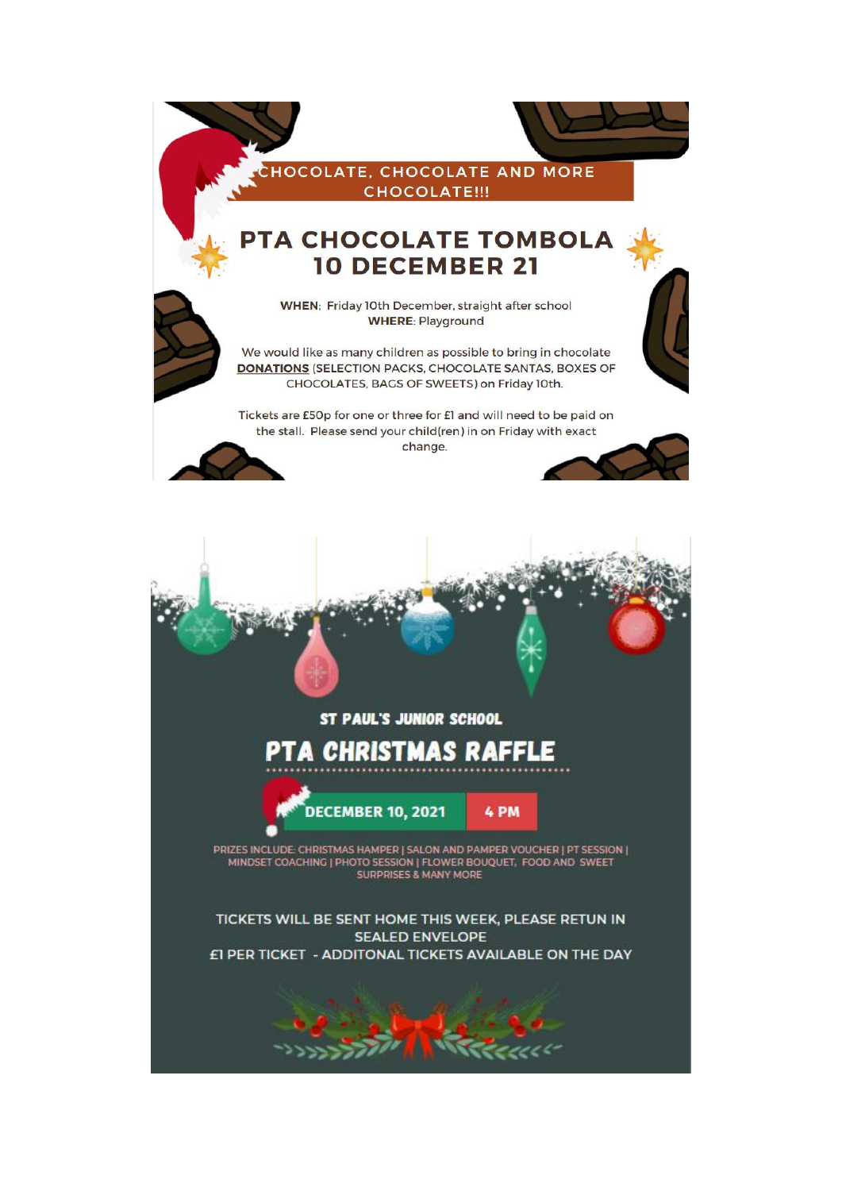CHOCOLATE, CHOCOLATE AND MORE CHOCOLATE!!!

# PTA CHOCOLATE TOMBOLA 10 DECEMBER 21

**WHEN**: Friday 10th December, straight after school
**WHERE**: Playground

We would like as many children as possible to bring in chocolate **DONATIONS** (SELECTION PACKS, CHOCOLATE SANTAS, BOXES OF CHOCOLATES, BAGS OF SWEETS) on Friday 10th.

Tickets are £50p for one or three for £1 and will need to be paid on the stall. Please send your child(ren) in on Friday with exact change.

### ST PAUL'S JUNIOR SCHOOL

# PTA CHRISTMAS RAFFLE

**DECEMBER 10, 2021** **4 PM**

PRIZES INCLUDE: CHRISTMAS HAMPER | SALON AND PAMPER VOUCHER | PT SESSION | MINDSET COACHING | PHOTO SESSION | FLOWER BOUQUET, FOOD AND SWEET SURPRISES & MANY MORE

TICKETS WILL BE SENT HOME THIS WEEK, PLEASE RETUN IN SEALED ENVELOPE
£1 PER TICKET - ADDITONAL TICKETS AVAILABLE ON THE DAY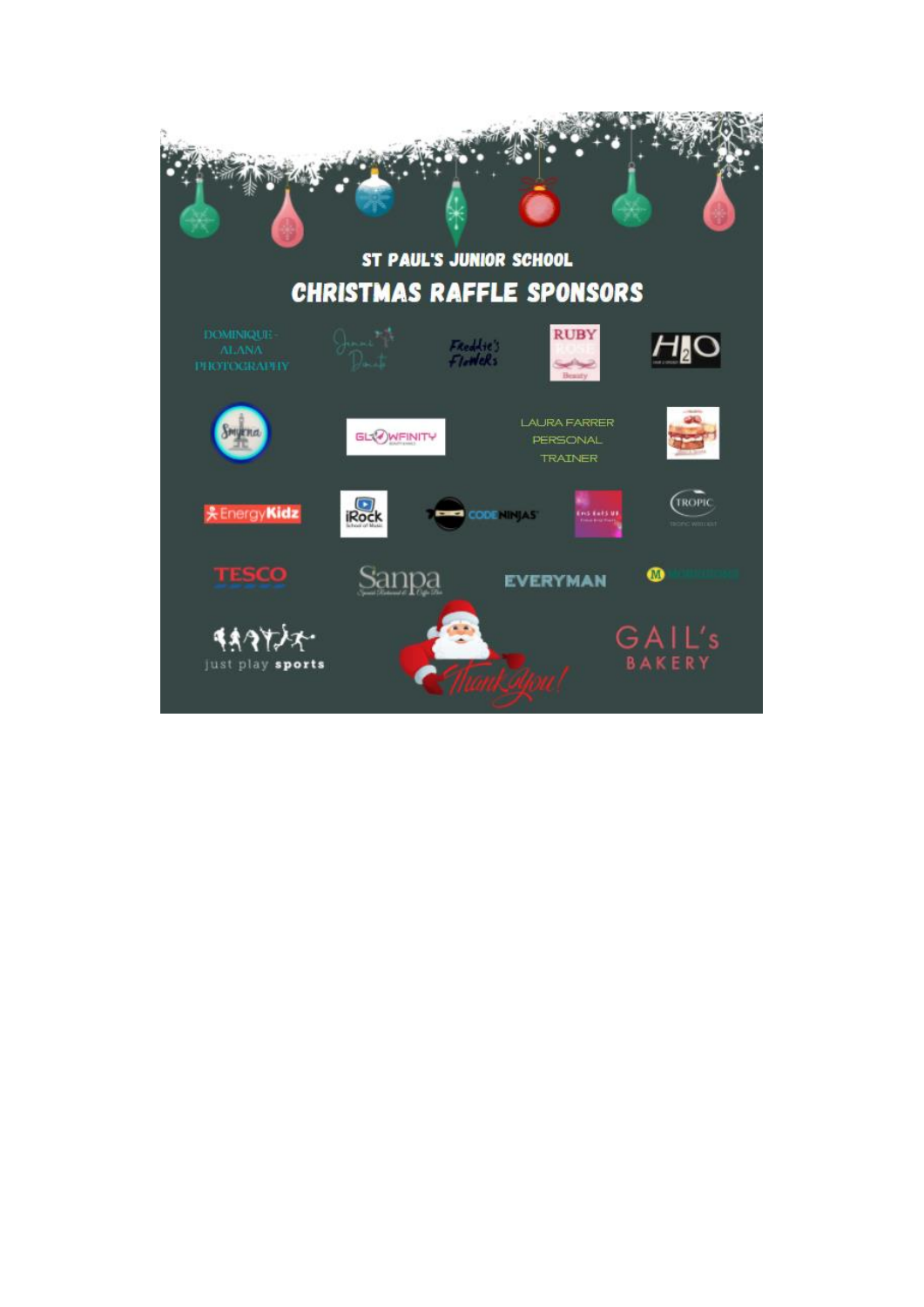## ST PAUL'S JUNIOR SCHOOL

# CHRISTMAS RAFFLE SPONSORS

DOMINIQUE-ALANA PHOTOGRAPHY

Freddie's Flowers

RUBY ROSE Beauty

H2O

Smyrna

GLOWFINITY

LAURA FARRER PERSONAL TRAINER

EnergyKidz

iRock School of Music

CODE NINJAS

TROPIC

TESCO

Sanpa

EVERYMAN

M

just play sports

Thank you!

GAIL's BAKERY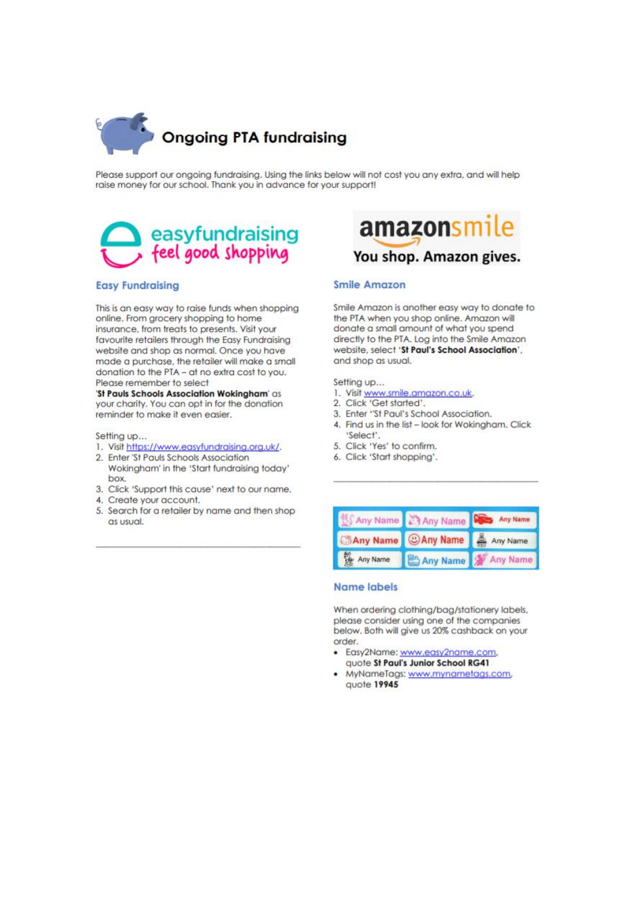# Ongoing PTA fundraising

Please support our ongoing fundraising. Using the links below will not cost you any extra, and will help raise money for our school. Thank you in advance for your support!

easyfundraising
feel good shopping

## Easy Fundraising

This is an easy way to raise funds when shopping online. From grocery shopping to home insurance, from treats to presents. Visit your favourite retailers through the Easy Fundraising website and shop as normal. Once you have made a purchase, the retailer will make a small donation to the PTA – at no extra cost to you. Please remember to select **'St Pauls Schools Association Wokingham'** as your charity. You can opt in for the donation reminder to make it even easier.

Setting up…

1. Visit https://www.easyfundraising.org.uk/.
2. Enter 'St Pauls Schools Association Wokingham' in the 'Start fundraising today' box.
3. Click 'Support this cause' next to our name.
4. Create your account.
5. Search for a retailer by name and then shop as usual.

amazonsmile
You shop. Amazon gives.

## Smile Amazon

Smile Amazon is another easy way to donate to the PTA when you shop online. Amazon will donate a small amount of what you spend directly to the PTA. Log into the Smile Amazon website, select '**St Paul's School Association**', and shop as usual.

Setting up…

1. Visit www.smile.amazon.co.uk.
2. Click 'Get started'.
3. Enter "St Paul's School Association.
4. Find us in the list – look for Wokingham. Click 'Select'.
5. Click 'Yes' to confirm.
6. Click 'Start shopping'.

## Name labels

When ordering clothing/bag/stationery labels, please consider using one of the companies below. Both will give us 20% cashback on your order.

- Easy2Name: www.easy2name.com, quote **St Paul's Junior School RG41**
- MyNameTags: www.mynametags.com, quote **19945**